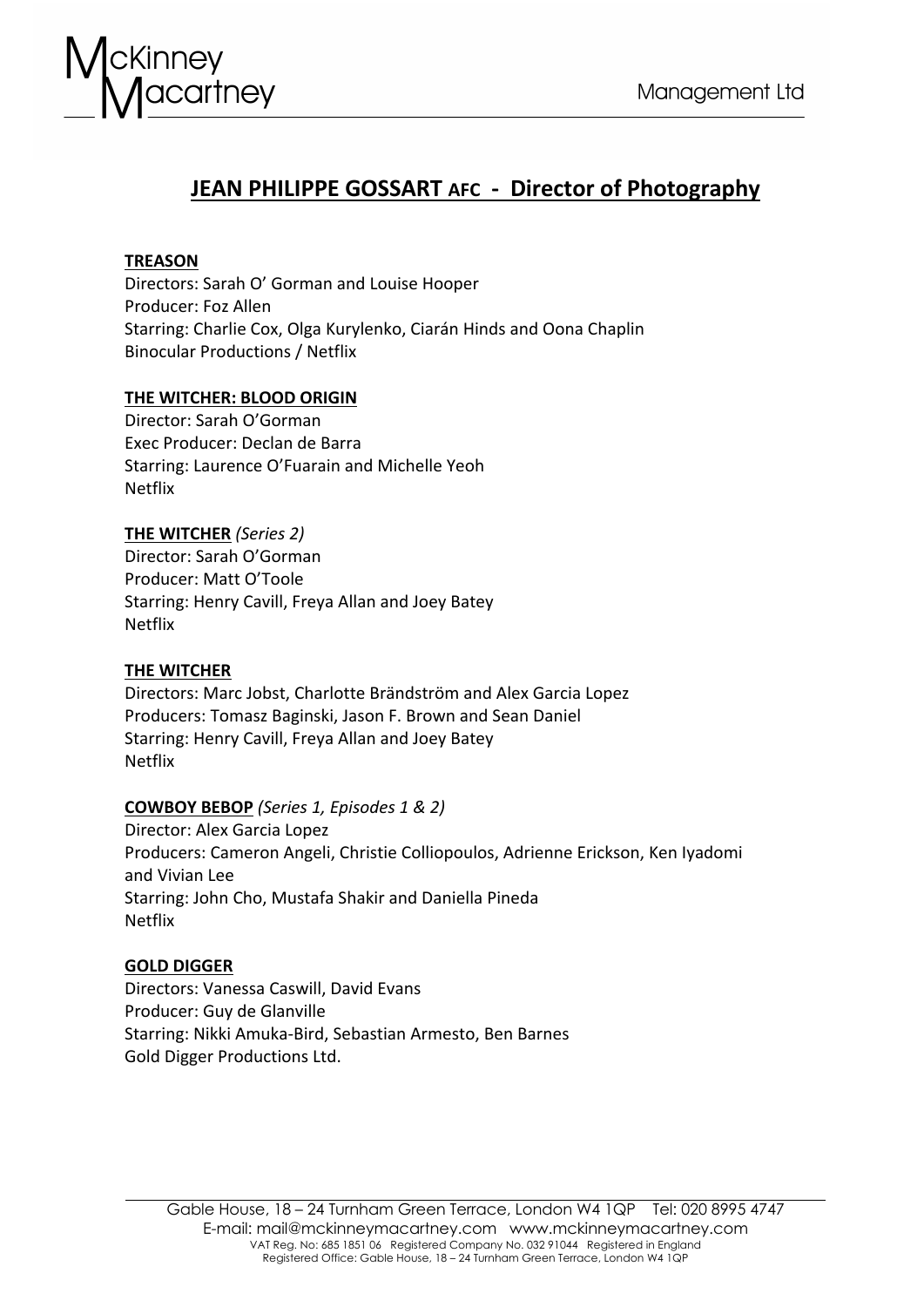McKinney Macartney Management Ltd

# JEAN PHILIPPE GOSSART AFC - Director of Photography

**TREASON**
Directors: Sarah O' Gorman and Louise Hooper
Producer: Foz Allen
Starring: Charlie Cox, Olga Kurylenko, Ciarán Hinds and Oona Chaplin
Binocular Productions / Netflix

**THE WITCHER: BLOOD ORIGIN**
Director: Sarah O'Gorman
Exec Producer: Declan de Barra
Starring: Laurence O'Fuarain and Michelle Yeoh
Netflix

**THE WITCHER** *(Series 2)*
Director: Sarah O'Gorman
Producer: Matt O'Toole
Starring: Henry Cavill, Freya Allan and Joey Batey
Netflix

**THE WITCHER**
Directors: Marc Jobst, Charlotte Brändström and Alex Garcia Lopez
Producers: Tomasz Baginski, Jason F. Brown and Sean Daniel
Starring: Henry Cavill, Freya Allan and Joey Batey
Netflix

**COWBOY BEBOP** *(Series 1, Episodes 1 & 2)*
Director: Alex Garcia Lopez
Producers: Cameron Angeli, Christie Colliopoulos, Adrienne Erickson, Ken Iyadomi and Vivian Lee
Starring: John Cho, Mustafa Shakir and Daniella Pineda
Netflix

**GOLD DIGGER**
Directors: Vanessa Caswill, David Evans
Producer: Guy de Glanville
Starring: Nikki Amuka-Bird, Sebastian Armesto, Ben Barnes
Gold Digger Productions Ltd.

Gable House, 18 – 24 Turnham Green Terrace, London W4 1QP Tel: 020 8995 4747
E-mail: mail@mckinneymacartney.com www.mckinneymacartney.com
VAT Reg. No: 685 1851 06 Registered Company No. 032 91044 Registered in England
Registered Office: Gable House, 18 – 24 Turnham Green Terrace, London W4 1QP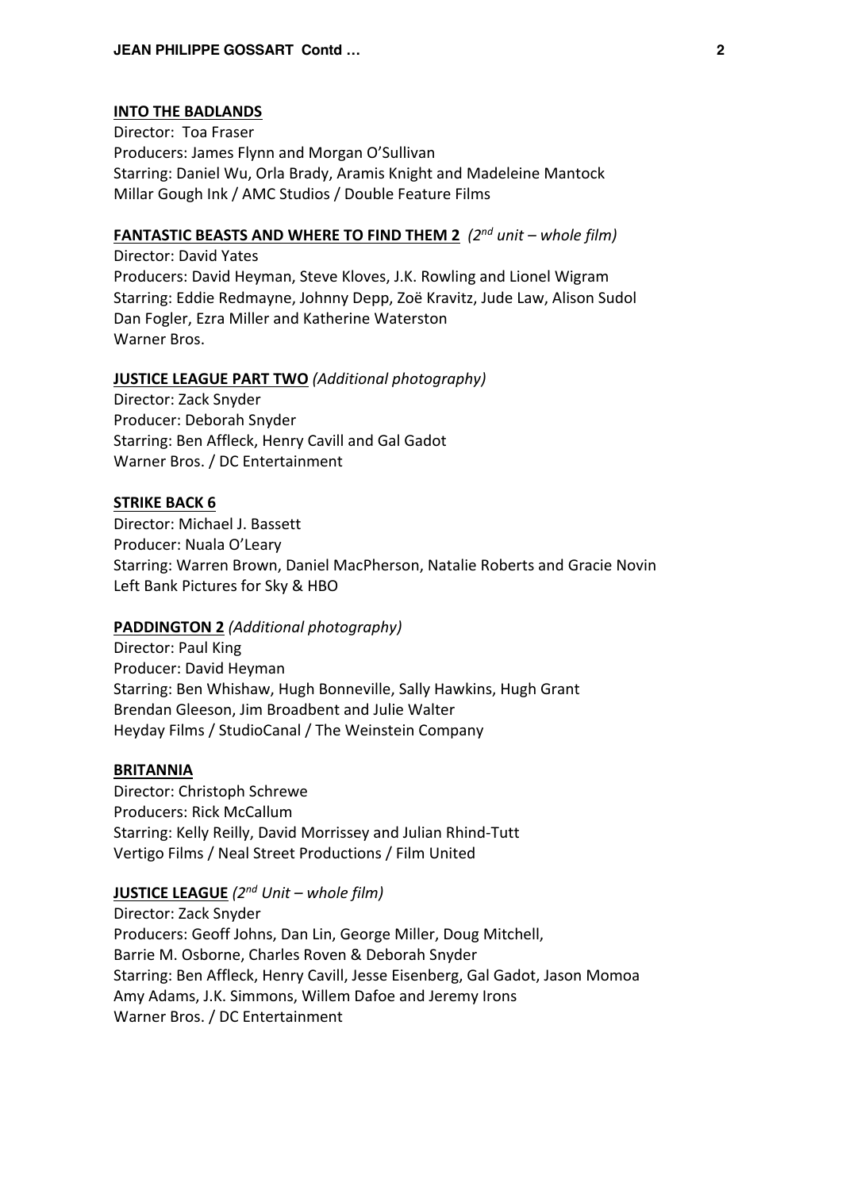**INTO THE BADLANDS**
Director: Toa Fraser
Producers: James Flynn and Morgan O'Sullivan
Starring: Daniel Wu, Orla Brady, Aramis Knight and Madeleine Mantock
Millar Gough Ink / AMC Studios / Double Feature Films

**FANTASTIC BEASTS AND WHERE TO FIND THEM 2** *(2nd unit – whole film)*
Director: David Yates
Producers: David Heyman, Steve Kloves, J.K. Rowling and Lionel Wigram
Starring: Eddie Redmayne, Johnny Depp, Zoë Kravitz, Jude Law, Alison Sudol
Dan Fogler, Ezra Miller and Katherine Waterston
Warner Bros.

**JUSTICE LEAGUE PART TWO** *(Additional photography)*
Director: Zack Snyder
Producer: Deborah Snyder
Starring: Ben Affleck, Henry Cavill and Gal Gadot
Warner Bros. / DC Entertainment

**STRIKE BACK 6**
Director: Michael J. Bassett
Producer: Nuala O'Leary
Starring: Warren Brown, Daniel MacPherson, Natalie Roberts and Gracie Novin
Left Bank Pictures for Sky & HBO

**PADDINGTON 2** *(Additional photography)*
Director: Paul King
Producer: David Heyman
Starring: Ben Whishaw, Hugh Bonneville, Sally Hawkins, Hugh Grant
Brendan Gleeson, Jim Broadbent and Julie Walter
Heyday Films / StudioCanal / The Weinstein Company

**BRITANNIA**
Director: Christoph Schrewe
Producers: Rick McCallum
Starring: Kelly Reilly, David Morrissey and Julian Rhind-Tutt
Vertigo Films / Neal Street Productions / Film United

**JUSTICE LEAGUE** *(2nd Unit – whole film)*
Director: Zack Snyder
Producers: Geoff Johns, Dan Lin, George Miller, Doug Mitchell,
Barrie M. Osborne, Charles Roven & Deborah Snyder
Starring: Ben Affleck, Henry Cavill, Jesse Eisenberg, Gal Gadot, Jason Momoa
Amy Adams, J.K. Simmons, Willem Dafoe and Jeremy Irons
Warner Bros. / DC Entertainment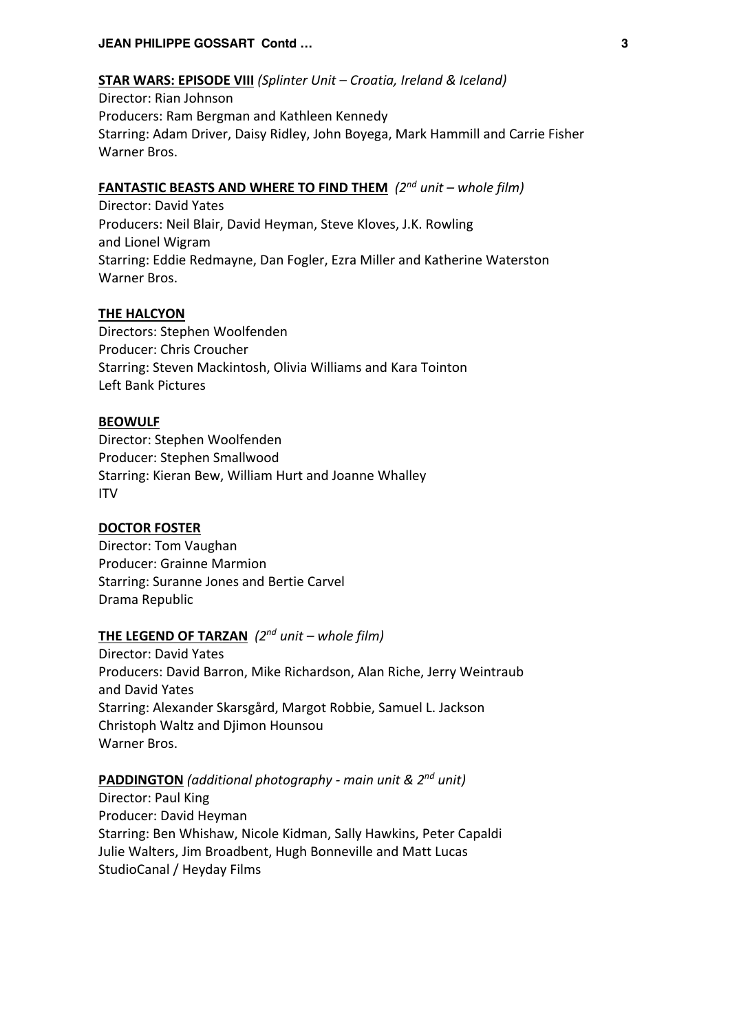**STAR WARS: EPISODE VIII** *(Splinter Unit – Croatia, Ireland & Iceland)*
Director: Rian Johnson
Producers: Ram Bergman and Kathleen Kennedy
Starring: Adam Driver, Daisy Ridley, John Boyega, Mark Hammill and Carrie Fisher
Warner Bros.

**FANTASTIC BEASTS AND WHERE TO FIND THEM** *(2nd unit – whole film)*
Director: David Yates
Producers: Neil Blair, David Heyman, Steve Kloves, J.K. Rowling
and Lionel Wigram
Starring: Eddie Redmayne, Dan Fogler, Ezra Miller and Katherine Waterston
Warner Bros.

**THE HALCYON**
Directors: Stephen Woolfenden
Producer: Chris Croucher
Starring: Steven Mackintosh, Olivia Williams and Kara Tointon
Left Bank Pictures

**BEOWULF**
Director: Stephen Woolfenden
Producer: Stephen Smallwood
Starring: Kieran Bew, William Hurt and Joanne Whalley
ITV

**DOCTOR FOSTER**
Director: Tom Vaughan
Producer: Grainne Marmion
Starring: Suranne Jones and Bertie Carvel
Drama Republic

**THE LEGEND OF TARZAN** *(2nd unit – whole film)*
Director: David Yates
Producers: David Barron, Mike Richardson, Alan Riche, Jerry Weintraub
and David Yates
Starring: Alexander Skarsgård, Margot Robbie, Samuel L. Jackson
Christoph Waltz and Djimon Hounsou
Warner Bros.

**PADDINGTON** *(additional photography - main unit & 2nd unit)*
Director: Paul King
Producer: David Heyman
Starring: Ben Whishaw, Nicole Kidman, Sally Hawkins, Peter Capaldi
Julie Walters, Jim Broadbent, Hugh Bonneville and Matt Lucas
StudioCanal / Heyday Films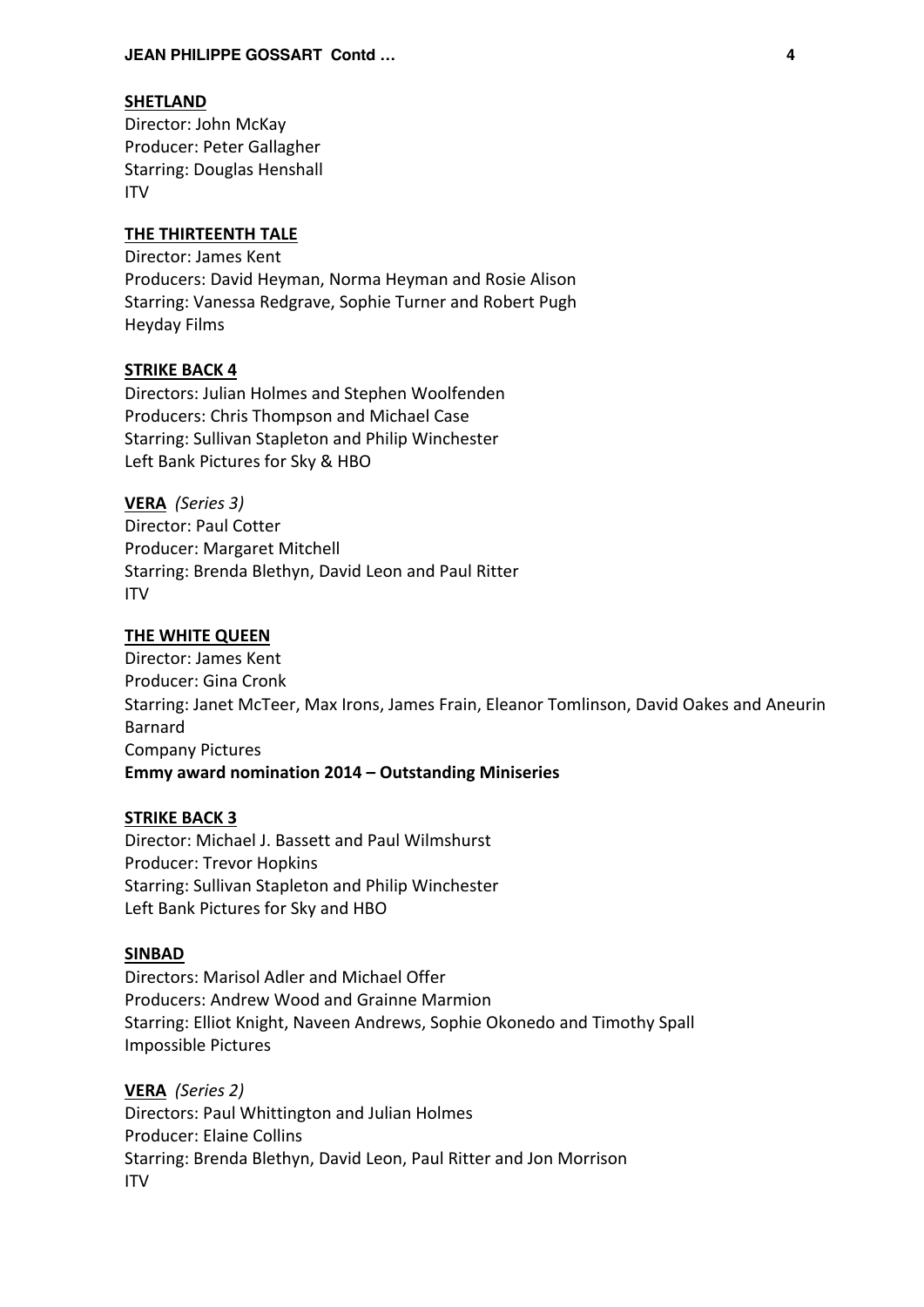**SHETLAND**
Director: John McKay
Producer: Peter Gallagher
Starring: Douglas Henshall
ITV

**THE THIRTEENTH TALE**
Director: James Kent
Producers: David Heyman, Norma Heyman and Rosie Alison
Starring: Vanessa Redgrave, Sophie Turner and Robert Pugh
Heyday Films

**STRIKE BACK 4**
Directors: Julian Holmes and Stephen Woolfenden
Producers: Chris Thompson and Michael Case
Starring: Sullivan Stapleton and Philip Winchester
Left Bank Pictures for Sky & HBO

**VERA** *(Series 3)*
Director: Paul Cotter
Producer: Margaret Mitchell
Starring: Brenda Blethyn, David Leon and Paul Ritter
ITV

**THE WHITE QUEEN**
Director: James Kent
Producer: Gina Cronk
Starring: Janet McTeer, Max Irons, James Frain, Eleanor Tomlinson, David Oakes and Aneurin Barnard
Company Pictures
**Emmy award nomination 2014 – Outstanding Miniseries**

**STRIKE BACK 3**
Director: Michael J. Bassett and Paul Wilmshurst
Producer: Trevor Hopkins
Starring: Sullivan Stapleton and Philip Winchester
Left Bank Pictures for Sky and HBO

**SINBAD**
Directors: Marisol Adler and Michael Offer
Producers: Andrew Wood and Grainne Marmion
Starring: Elliot Knight, Naveen Andrews, Sophie Okonedo and Timothy Spall
Impossible Pictures

**VERA** *(Series 2)*
Directors: Paul Whittington and Julian Holmes
Producer: Elaine Collins
Starring: Brenda Blethyn, David Leon, Paul Ritter and Jon Morrison
ITV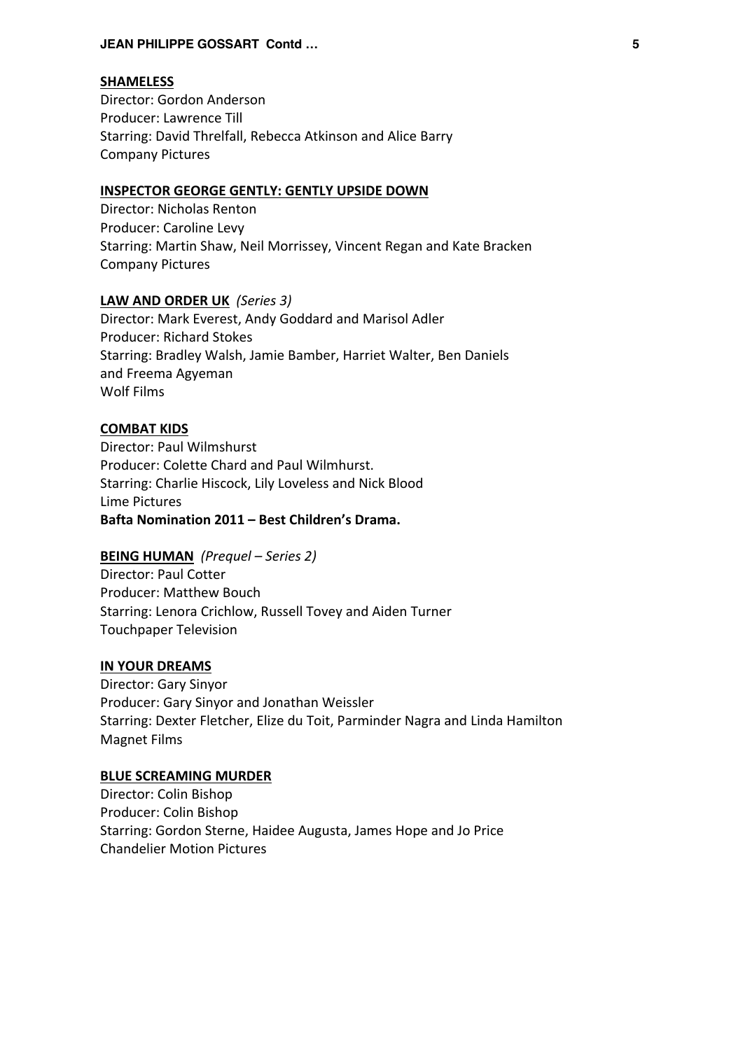**SHAMELESS**
Director: Gordon Anderson
Producer: Lawrence Till
Starring: David Threlfall, Rebecca Atkinson and Alice Barry
Company Pictures

**INSPECTOR GEORGE GENTLY: GENTLY UPSIDE DOWN**
Director: Nicholas Renton
Producer: Caroline Levy
Starring: Martin Shaw, Neil Morrissey, Vincent Regan and Kate Bracken
Company Pictures

**LAW AND ORDER UK** *(Series 3)*
Director: Mark Everest, Andy Goddard and Marisol Adler
Producer: Richard Stokes
Starring: Bradley Walsh, Jamie Bamber, Harriet Walter, Ben Daniels
and Freema Agyeman
Wolf Films

**COMBAT KIDS**
Director: Paul Wilmshurst
Producer: Colette Chard and Paul Wilmhurst.
Starring: Charlie Hiscock, Lily Loveless and Nick Blood
Lime Pictures
**Bafta Nomination 2011 – Best Children's Drama.**

**BEING HUMAN** *(Prequel – Series 2)*
Director: Paul Cotter
Producer: Matthew Bouch
Starring: Lenora Crichlow, Russell Tovey and Aiden Turner
Touchpaper Television

**IN YOUR DREAMS**
Director: Gary Sinyor
Producer: Gary Sinyor and Jonathan Weissler
Starring: Dexter Fletcher, Elize du Toit, Parminder Nagra and Linda Hamilton
Magnet Films

**BLUE SCREAMING MURDER**
Director: Colin Bishop
Producer: Colin Bishop
Starring: Gordon Sterne, Haidee Augusta, James Hope and Jo Price
Chandelier Motion Pictures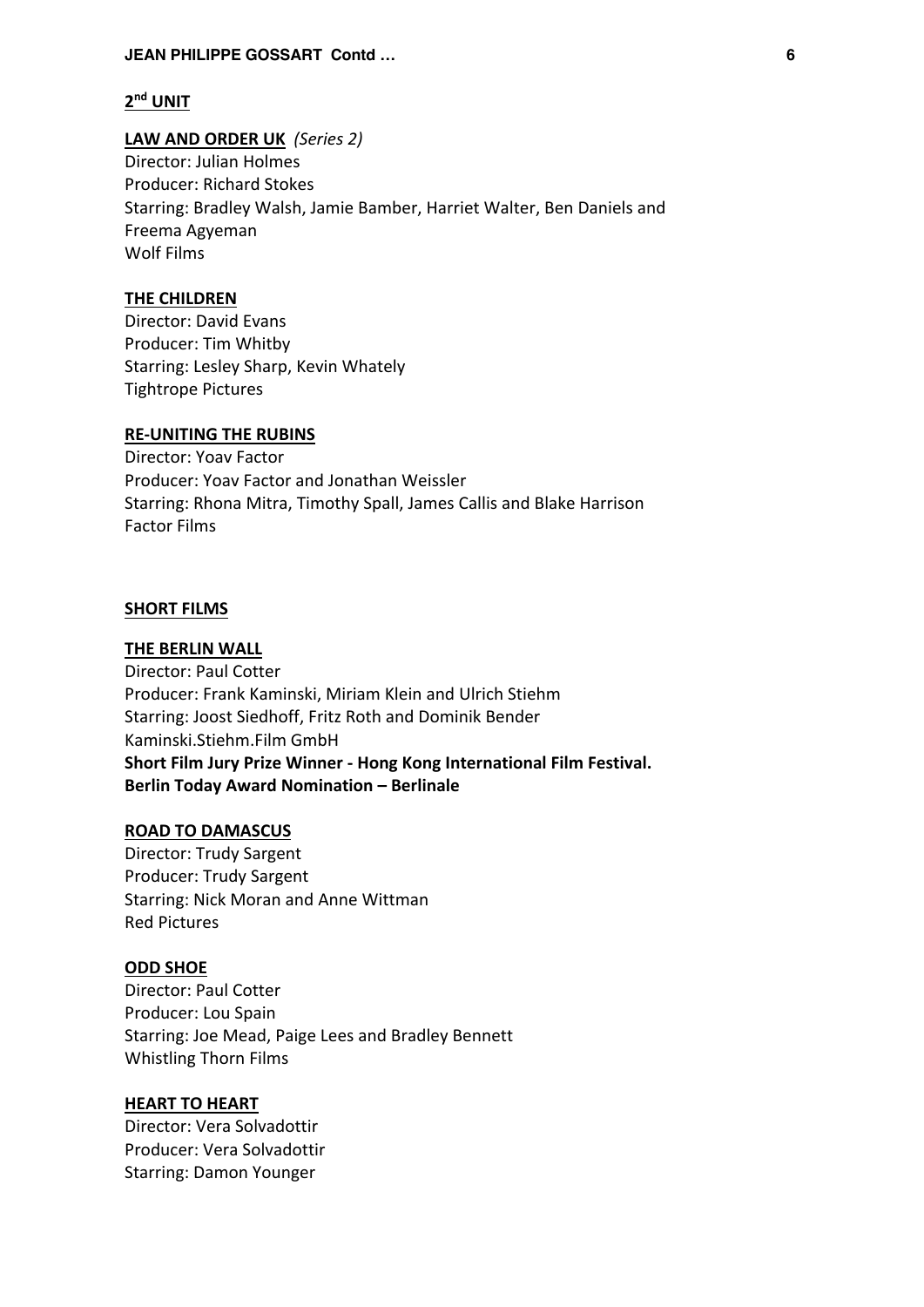## 2nd UNIT

**LAW AND ORDER UK** *(Series 2)*
Director: Julian Holmes
Producer: Richard Stokes
Starring: Bradley Walsh, Jamie Bamber, Harriet Walter, Ben Daniels and Freema Agyeman
Wolf Films

**THE CHILDREN**
Director: David Evans
Producer: Tim Whitby
Starring: Lesley Sharp, Kevin Whately
Tightrope Pictures

**RE-UNITING THE RUBINS**
Director: Yoav Factor
Producer: Yoav Factor and Jonathan Weissler
Starring: Rhona Mitra, Timothy Spall, James Callis and Blake Harrison
Factor Films

## SHORT FILMS

**THE BERLIN WALL**
Director: Paul Cotter
Producer: Frank Kaminski, Miriam Klein and Ulrich Stiehm
Starring: Joost Siedhoff, Fritz Roth and Dominik Bender
Kaminski.Stiehm.Film GmbH
**Short Film Jury Prize Winner - Hong Kong International Film Festival.**
**Berlin Today Award Nomination – Berlinale**

**ROAD TO DAMASCUS**
Director: Trudy Sargent
Producer: Trudy Sargent
Starring: Nick Moran and Anne Wittman
Red Pictures

**ODD SHOE**
Director: Paul Cotter
Producer: Lou Spain
Starring: Joe Mead, Paige Lees and Bradley Bennett
Whistling Thorn Films

**HEART TO HEART**
Director: Vera Solvadottir
Producer: Vera Solvadottir
Starring: Damon Younger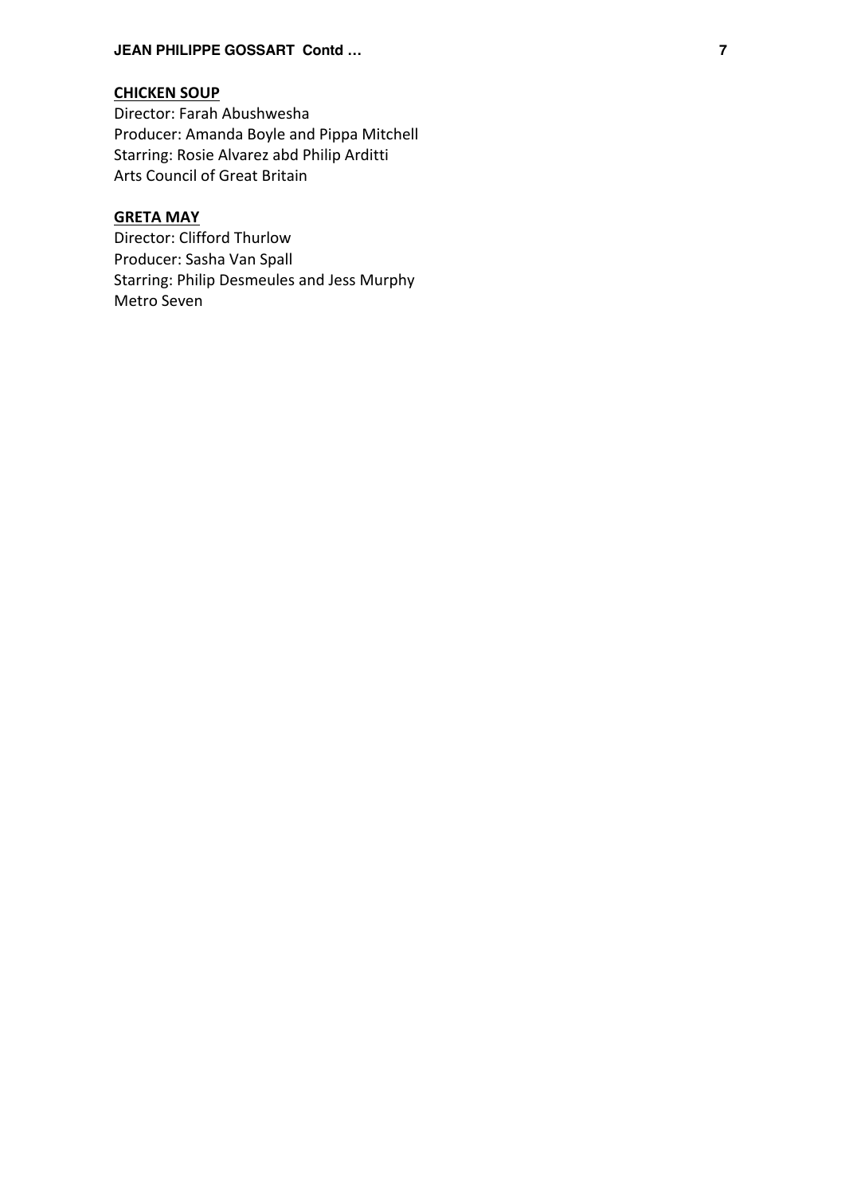**CHICKEN SOUP**

Director: Farah Abushwesha
Producer: Amanda Boyle and Pippa Mitchell
Starring: Rosie Alvarez abd Philip Arditti
Arts Council of Great Britain

**GRETA MAY**

Director: Clifford Thurlow
Producer: Sasha Van Spall
Starring: Philip Desmeules and Jess Murphy
Metro Seven